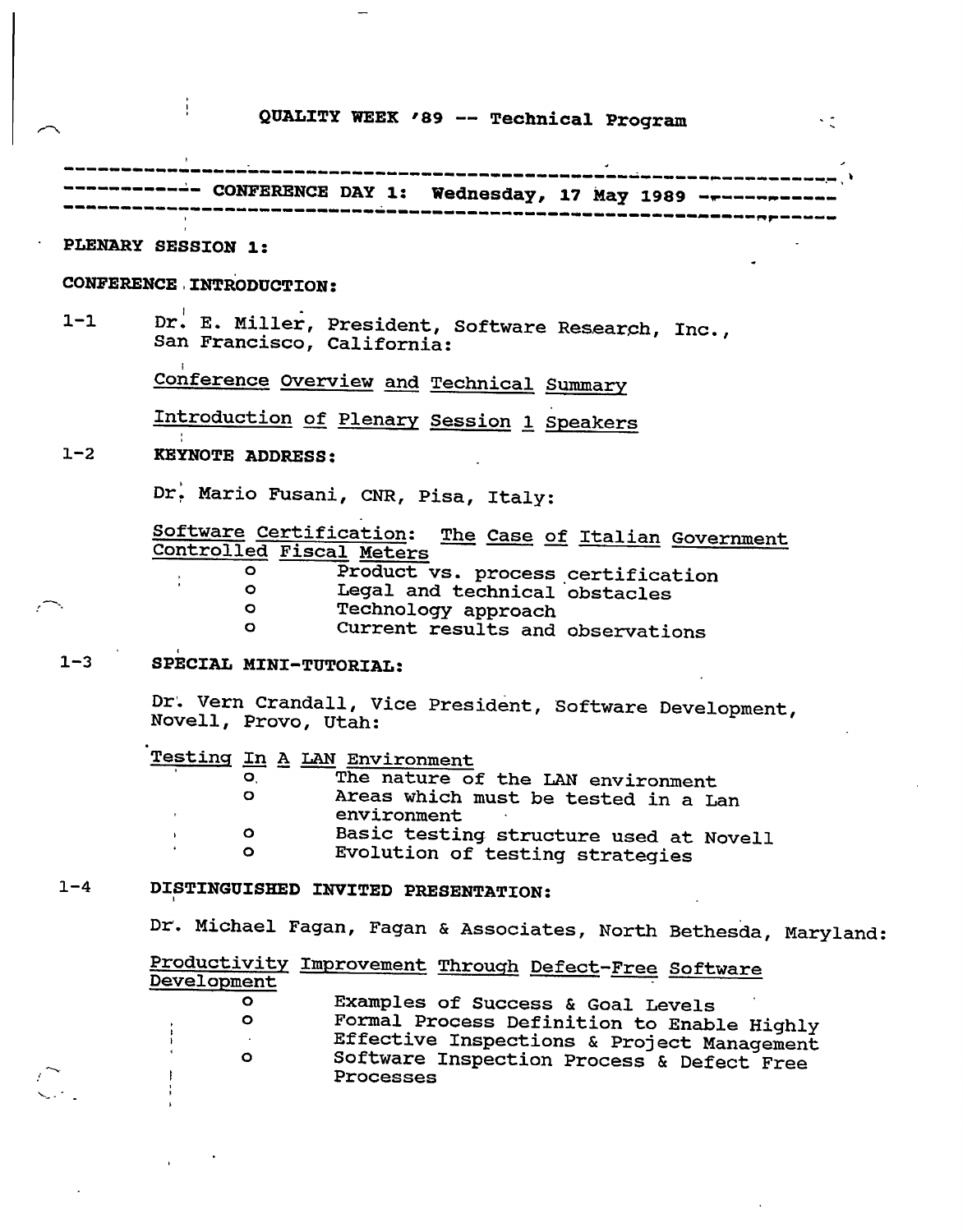# QUALITY WEEK '89 -- Technical Program

## CONFERENCE DAY 1: Wednesday, 17 May 1989

### PLENARY SESSION 1:

**CONFERENCE INTRODUCTION:**

1-1 Dr. E. Miller, President, Software Research, Inc., San Francisco, California:

Conference Overview and Technical Summary

Introduction of Plenary Session 1 Speakers

1-2 **KEYNOTE ADDRESS:**

Dr. Mario Fusani, CNR, Pisa, Italy:

Software Certification: The Case of Italian Government Controlled Fiscal Meters

- Product vs. process certification
- Legal and technical obstacles
- Technology approach
- Current results and observations

1-3 **SPECIAL MINI-TUTORIAL:**

Dr. Vern Crandall, Vice President, Software Development, Novell, Provo, Utah:

Testing In A LAN Environment

- The nature of the LAN environment
- Areas which must be tested in a Lan environment
- Basic testing structure used at Novell
- Evolution of testing strategies

1-4 **DISTINGUISHED INVITED PRESENTATION:**

Dr. Michael Fagan, Fagan & Associates, North Bethesda, Maryland:

Productivity Improvement Through Defect-Free Software Development

- Examples of Success & Goal Levels
- Formal Process Definition to Enable Highly Effective Inspections & Project Management
- Software Inspection Process & Defect Free Processes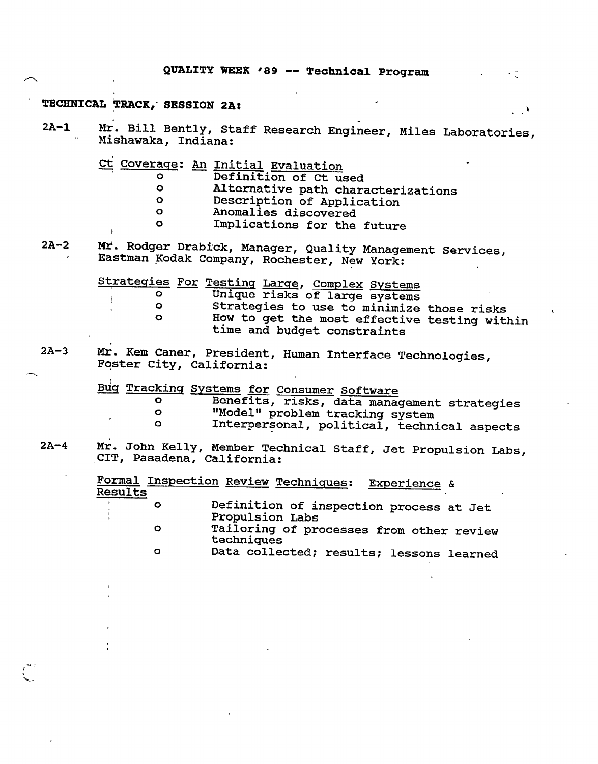# QUALITY WEEK '89 -- Technical Program

## TECHNICAL TRACK, SESSION 2A:

**2A-1** Mr. Bill Bently, Staff Research Engineer, Miles Laboratories, Mishawaka, Indiana:

<u>Ct Coverage</u>: <u>An Initial Evaluation</u>

- Definition of Ct used
- Alternative path characterizations
- Description of Application
- Anomalies discovered
- Implications for the future

**2A-2** Mr. Rodger Drabick, Manager, Quality Management Services, Eastman Kodak Company, Rochester, New York:

<u>Strategies For Testing Large, Complex Systems</u>

- Unique risks of large systems
- Strategies to use to minimize those risks
- How to get the most effective testing within time and budget constraints

**2A-3** Mr. Kem Caner, President, Human Interface Technologies, Foster City, California:

<u>Bug Tracking Systems for Consumer Software</u>

- Benefits, risks, data management strategies
- "Model" problem tracking system
- Interpersonal, political, technical aspects

**2A-4** Mr. John Kelly, Member Technical Staff, Jet Propulsion Labs, CIT, Pasadena, California:

<u>Formal Inspection Review Techniques</u>: <u>Experience & Results</u>

- Definition of inspection process at Jet Propulsion Labs
- Tailoring of processes from other review techniques
- Data collected; results; lessons learned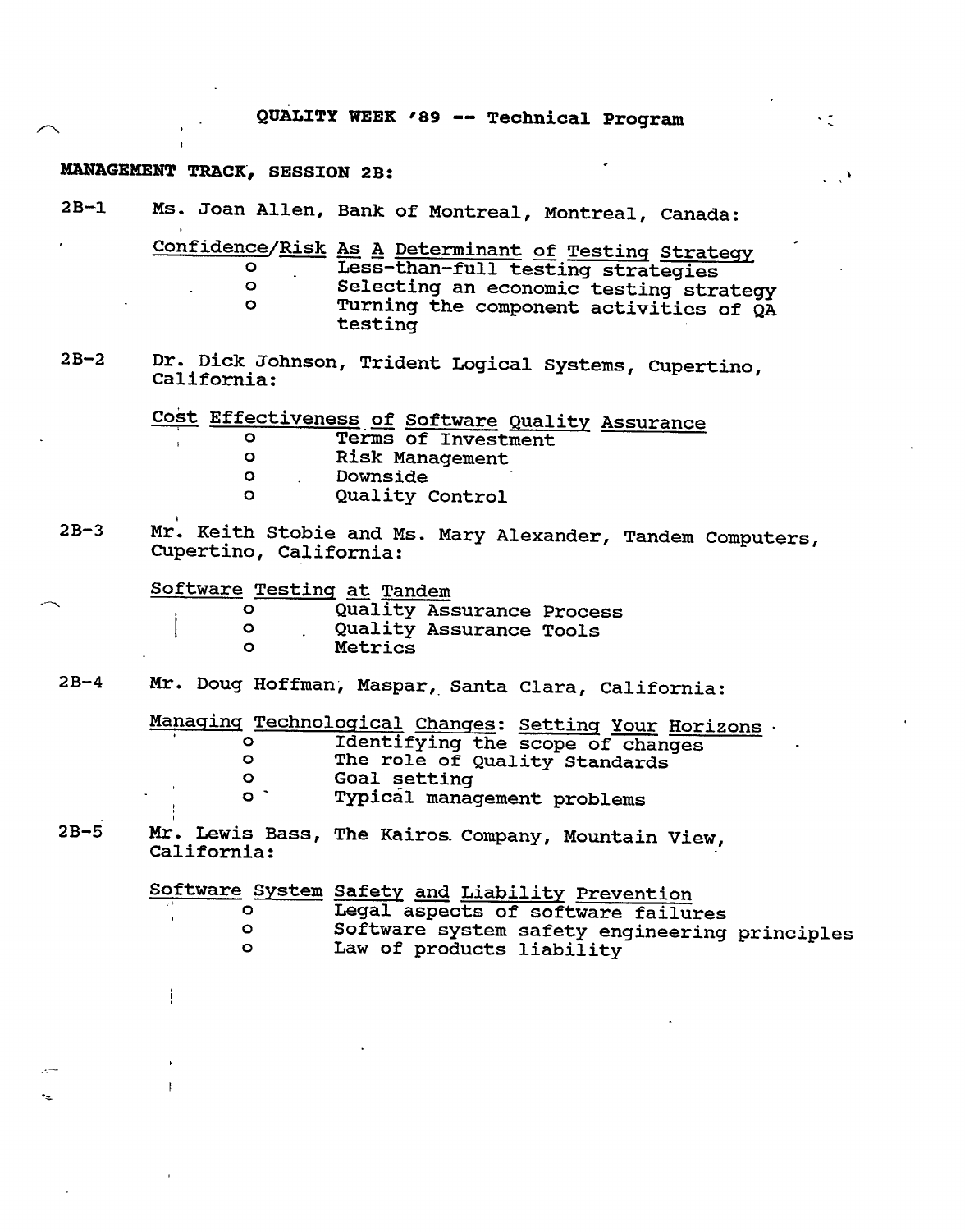# QUALITY WEEK '89 -- Technical Program

## MANAGEMENT TRACK, SESSION 2B:

**2B-1** Ms. Joan Allen, Bank of Montreal, Montreal, Canada:

Confidence/Risk As A Determinant of Testing Strategy

- Less-than-full testing strategies
- Selecting an economic testing strategy
- Turning the component activities of QA testing

**2B-2** Dr. Dick Johnson, Trident Logical Systems, Cupertino, California:

Cost Effectiveness of Software Quality Assurance

- Terms of Investment
- Risk Management
- Downside
- Quality Control

**2B-3** Mr. Keith Stobie and Ms. Mary Alexander, Tandem Computers, Cupertino, California:

Software Testing at Tandem

- Quality Assurance Process
- Quality Assurance Tools
- Metrics

**2B-4** Mr. Doug Hoffman, Maspar, Santa Clara, California:

Managing Technological Changes: Setting Your Horizons

- Identifying the scope of changes
- The role of Quality Standards
- Goal setting
- Typical management problems

**2B-5** Mr. Lewis Bass, The Kairos Company, Mountain View, California:

Software System Safety and Liability Prevention

- Legal aspects of software failures
- Software system safety engineering principles
- Law of products liability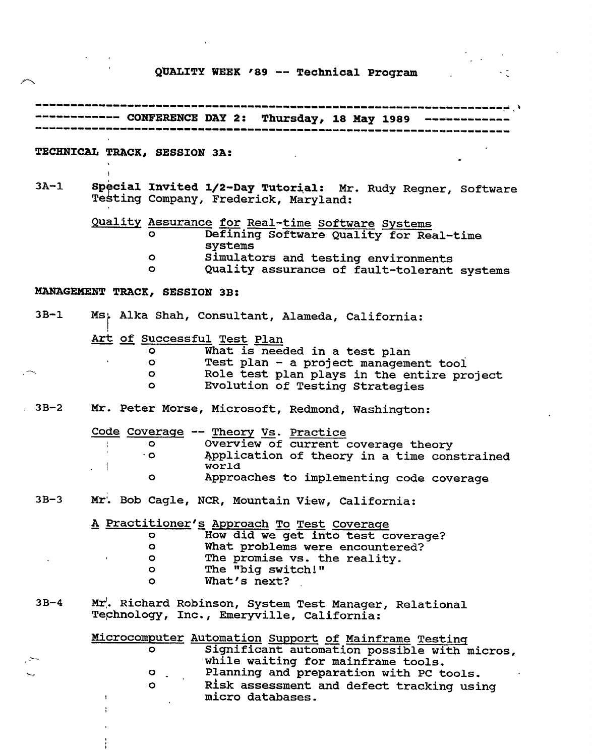# QUALITY WEEK '89 -- Technical Program

## CONFERENCE DAY 2: Thursday, 18 May 1989

### TECHNICAL TRACK, SESSION 3A:

3A-1 **Special Invited 1/2-Day Tutorial:** Mr. Rudy Regner, Software Testing Company, Frederick, Maryland:

Quality Assurance for Real-time Software Systems

- Defining Software Quality for Real-time systems
- Simulators and testing environments
- Quality assurance of fault-tolerant systems

### MANAGEMENT TRACK, SESSION 3B:

3B-1 Ms. Alka Shah, Consultant, Alameda, California:

Art of Successful Test Plan

- What is needed in a test plan
- Test plan - a project management tool
- Role test plan plays in the entire project
- Evolution of Testing Strategies

3B-2 Mr. Peter Morse, Microsoft, Redmond, Washington:

Code Coverage -- Theory Vs. Practice

- Overview of current coverage theory
- Application of theory in a time constrained world
- Approaches to implementing code coverage

3B-3 Mr. Bob Cagle, NCR, Mountain View, California:

A Practitioner's Approach To Test Coverage

- How did we get into test coverage?
- What problems were encountered?
- The promise vs. the reality.
- The "big switch!"
- What's next?

3B-4 Mr. Richard Robinson, System Test Manager, Relational Technology, Inc., Emeryville, California:

Microcomputer Automation Support of Mainframe Testing

- Significant automation possible with micros, while waiting for mainframe tools.
- Planning and preparation with PC tools.
- Risk assessment and defect tracking using micro databases.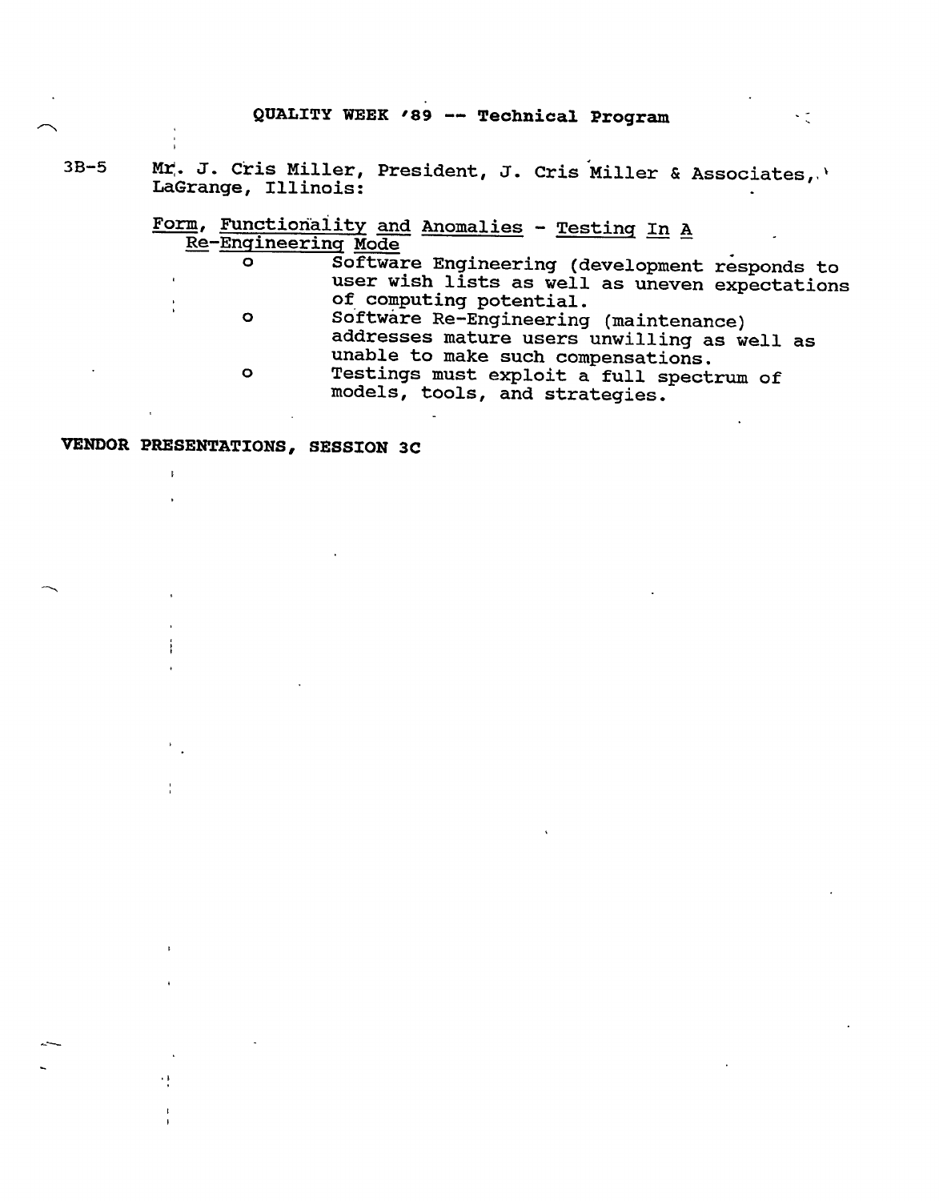3B-5 Mr. J. Cris Miller, President, J. Cris Miller & Associates, LaGrange, Illinois:

<u>Form, Functionality and Anomalies - Testing In A Re-Engineering Mode</u>

- o Software Engineering (development responds to user wish lists as well as uneven expectations of computing potential.
- o Software Re-Engineering (maintenance) addresses mature users unwilling as well as unable to make such compensations.
- o Testings must exploit a full spectrum of models, tools, and strategies.

**VENDOR PRESENTATIONS, SESSION 3C**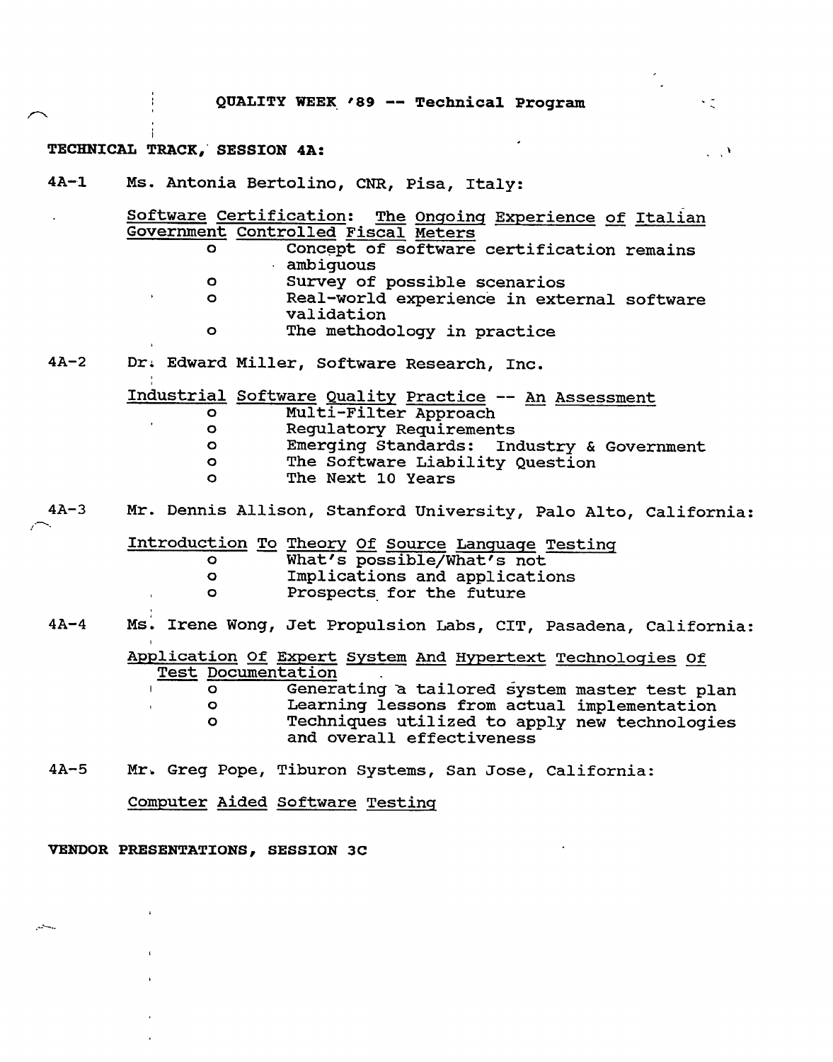# QUALITY WEEK '89 -- Technical Program

## TECHNICAL TRACK, SESSION 4A:

**4A-1** Ms. Antonia Bertolino, CNR, Pisa, Italy:

Software Certification: The Ongoing Experience of Italian Government Controlled Fiscal Meters

- Concept of software certification remains ambiguous
- Survey of possible scenarios
- Real-world experience in external software validation
- The methodology in practice

**4A-2** Dr. Edward Miller, Software Research, Inc.

Industrial Software Quality Practice -- An Assessment

- Multi-Filter Approach
- Regulatory Requirements
- Emerging Standards: Industry & Government
- The Software Liability Question
- The Next 10 Years

**4A-3** Mr. Dennis Allison, Stanford University, Palo Alto, California:

Introduction To Theory Of Source Language Testing

- What's possible/What's not
- Implications and applications
- Prospects for the future

**4A-4** Ms. Irene Wong, Jet Propulsion Labs, CIT, Pasadena, California:

Application Of Expert System And Hypertext Technologies Of Test Documentation

- Generating a tailored system master test plan
- Learning lessons from actual implementation
- Techniques utilized to apply new technologies and overall effectiveness

**4A-5** Mr. Greg Pope, Tiburon Systems, San Jose, California:

Computer Aided Software Testing

## VENDOR PRESENTATIONS, SESSION 3C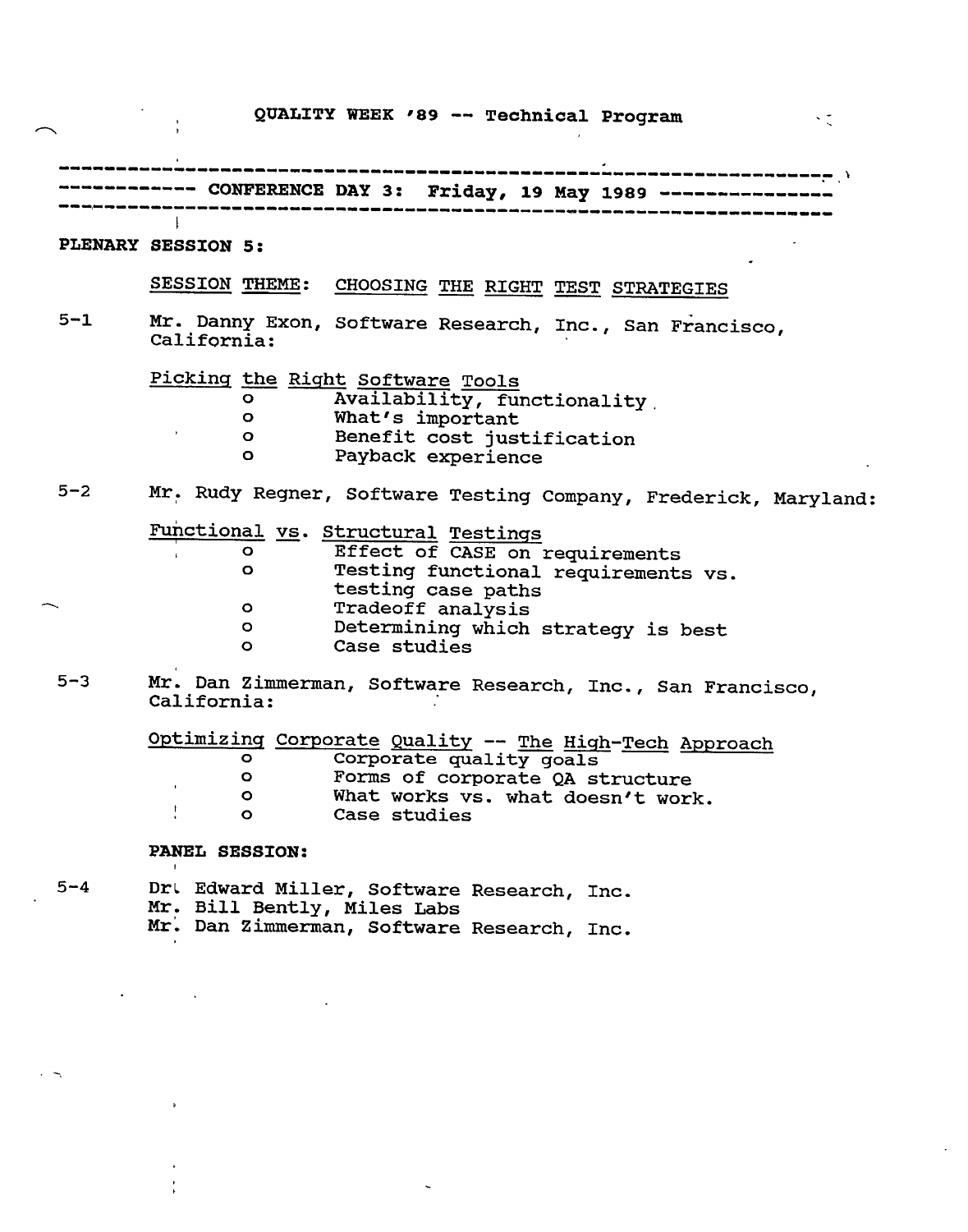# QUALITY WEEK '89 -- Technical Program

## CONFERENCE DAY 3: Friday, 19 May 1989

**PLENARY SESSION 5:**

SESSION THEME: CHOOSING THE RIGHT TEST STRATEGIES

5-1 Mr. Danny Exon, Software Research, Inc., San Francisco, California:

Picking the Right Software Tools

- Availability, functionality.
- What's important
- Benefit cost justification
- Payback experience

5-2 Mr. Rudy Regner, Software Testing Company, Frederick, Maryland:

Functional vs. Structural Testings

- Effect of CASE on requirements
- Testing functional requirements vs. testing case paths
- Tradeoff analysis
- Determining which strategy is best
- Case studies

5-3 Mr. Dan Zimmerman, Software Research, Inc., San Francisco, California:

Optimizing Corporate Quality -- The High-Tech Approach

- Corporate quality goals
- Forms of corporate QA structure
- What works vs. what doesn't work.
- Case studies

**PANEL SESSION:**

5-4 Dr. Edward Miller, Software Research, Inc.
Mr. Bill Bently, Miles Labs
Mr. Dan Zimmerman, Software Research, Inc.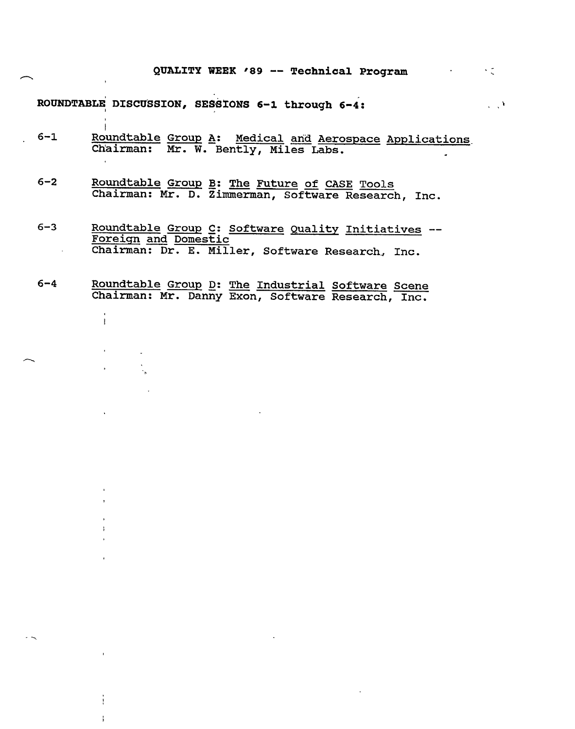**QUALITY WEEK '89 -- Technical Program**

**ROUNDTABLE DISCUSSION, SESSIONS 6-1 through 6-4:**

6-1 Roundtable Group A: Medical and Aerospace Applications
Chairman: Mr. W. Bently, Miles Labs.

6-2 Roundtable Group B: The Future of CASE Tools
Chairman: Mr. D. Zimmerman, Software Research, Inc.

6-3 Roundtable Group C: Software Quality Initiatives -- Foreign and Domestic
Chairman: Dr. E. Miller, Software Research, Inc.

6-4 Roundtable Group D: The Industrial Software Scene
Chairman: Mr. Danny Exon, Software Research, Inc.